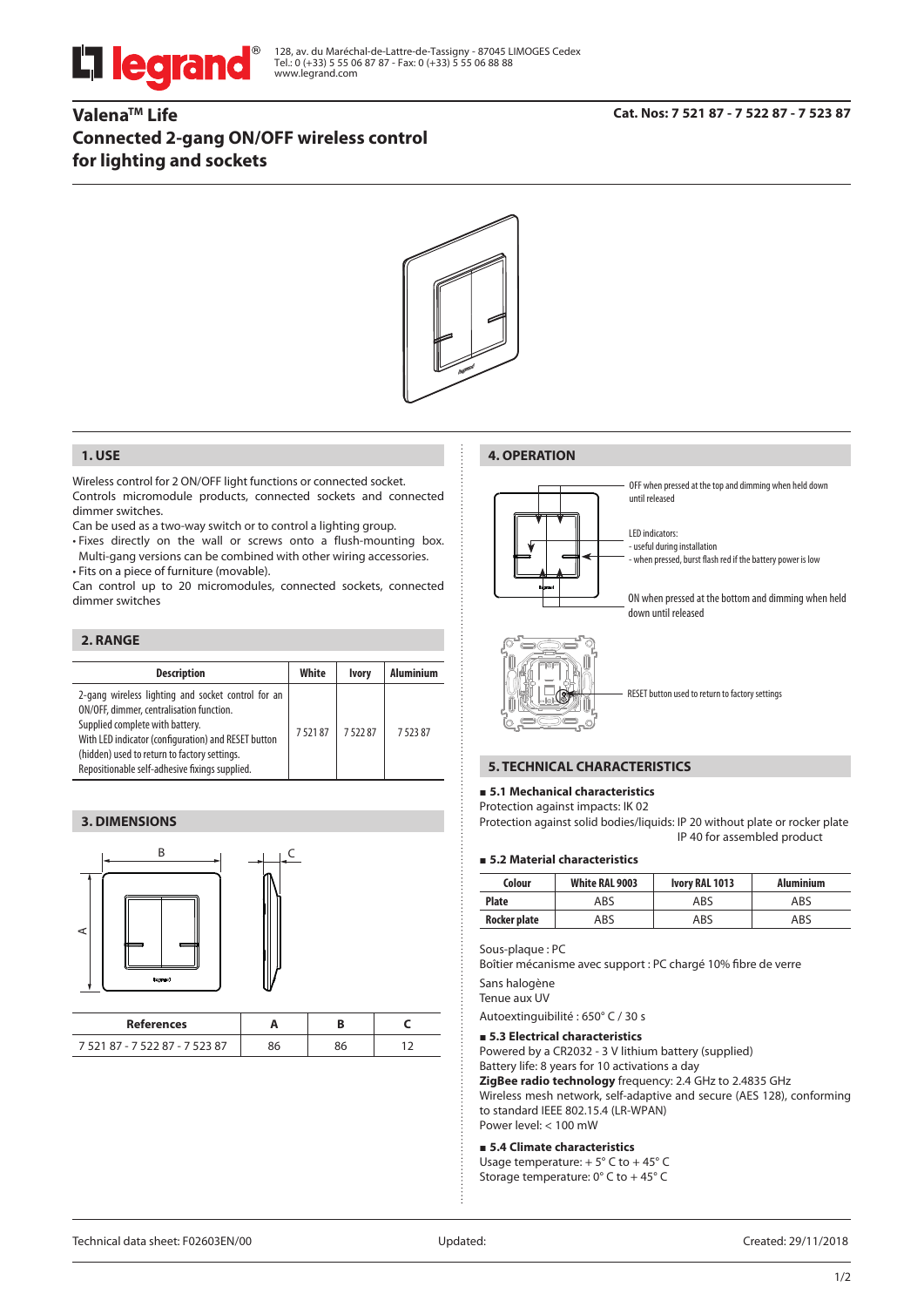128, av. du Maréchal-de-Lattre-de-Tassigny - 87045 LIMOGES Cedex
Tel.: 0 (+33) 5 55 06 87 87 - Fax: 0 (+33) 5 55 06 88 88
www.legrand.com

# Valena™ Life
# Connected 2-gang ON/OFF wireless control for lighting and sockets

**Cat. Nos: 7 521 87 - 7 522 87 - 7 523 87**

## 1. USE

Wireless control for 2 ON/OFF light functions or connected socket.
Controls micromodule products, connected sockets and connected dimmer switches.
Can be used as a two-way switch or to control a lighting group.
• Fixes directly on the wall or screws onto a flush-mounting box. Multi-gang versions can be combined with other wiring accessories.
• Fits on a piece of furniture (movable).
Can control up to 20 micromodules, connected sockets, connected dimmer switches

## 2. RANGE

| Description | White | Ivory | Aluminium |
|---|---|---|---|
| 2-gang wireless lighting and socket control for an ON/OFF, dimmer, centralisation function. Supplied complete with battery. With LED indicator (configuration) and RESET button (hidden) used to return to factory settings. Repositionable self-adhesive fixings supplied. | 7 521 87 | 7 522 87 | 7 523 87 |

## 3. DIMENSIONS

| References | A | B | C |
|---|---|---|---|
| 7 521 87 - 7 522 87 - 7 523 87 | 86 | 86 | 12 |

## 4. OPERATION

OFF when pressed at the top and dimming when held down until released

LED indicators:
- useful during installation
- when pressed, burst flash red if the battery power is low

ON when pressed at the bottom and dimming when held down until released

RESET button used to return to factory settings

## 5. TECHNICAL CHARACTERISTICS

### ■ 5.1 Mechanical characteristics

Protection against impacts: IK 02
Protection against solid bodies/liquids: IP 20 without plate or rocker plate
IP 40 for assembled product

### ■ 5.2 Material characteristics

| Colour | White RAL 9003 | Ivory RAL 1013 | Aluminium |
|---|---|---|---|
| Plate | ABS | ABS | ABS |
| Rocker plate | ABS | ABS | ABS |

Sous-plaque : PC
Boîtier mécanisme avec support : PC chargé 10% fibre de verre

Sans halogène
Tenue aux UV

Autoextinguibilité : 650° C / 30 s

### ■ 5.3 Electrical characteristics

Powered by a CR2032 - 3 V lithium battery (supplied)
Battery life: 8 years for 10 activations a day
**ZigBee radio technology** frequency: 2.4 GHz to 2.4835 GHz
Wireless mesh network, self-adaptive and secure (AES 128), conforming to standard IEEE 802.15.4 (LR-WPAN)
Power level: < 100 mW

### ■ 5.4 Climate characteristics

Usage temperature: + 5° C to + 45° C
Storage temperature: 0° C to + 45° C

Technical data sheet: F02603EN/00 | Updated: | Created: 29/11/2018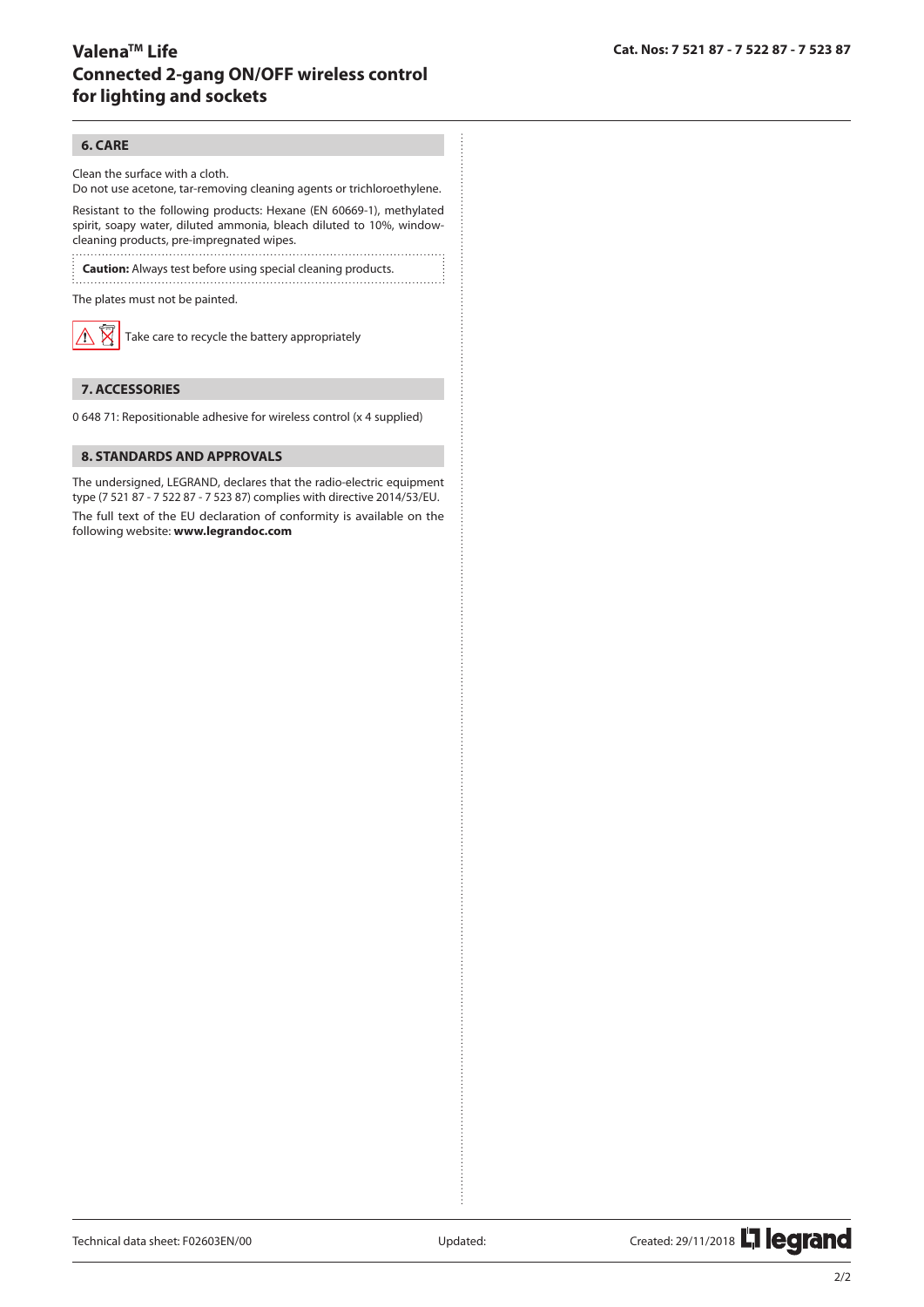## 6. CARE

Clean the surface with a cloth.
Do not use acetone, tar-removing cleaning agents or trichloroethylene.

Resistant to the following products: Hexane (EN 60669-1), methylated spirit, soapy water, diluted ammonia, bleach diluted to 10%, window-cleaning products, pre-impregnated wipes.

**Caution:** Always test before using special cleaning products.

The plates must not be painted.

Take care to recycle the battery appropriately

## 7. ACCESSORIES

0 648 71: Repositionable adhesive for wireless control (x 4 supplied)

## 8. STANDARDS AND APPROVALS

The undersigned, LEGRAND, declares that the radio-electric equipment type (7 521 87 - 7 522 87 - 7 523 87) complies with directive 2014/53/EU.

The full text of the EU declaration of conformity is available on the following website: **www.legrandoc.com**